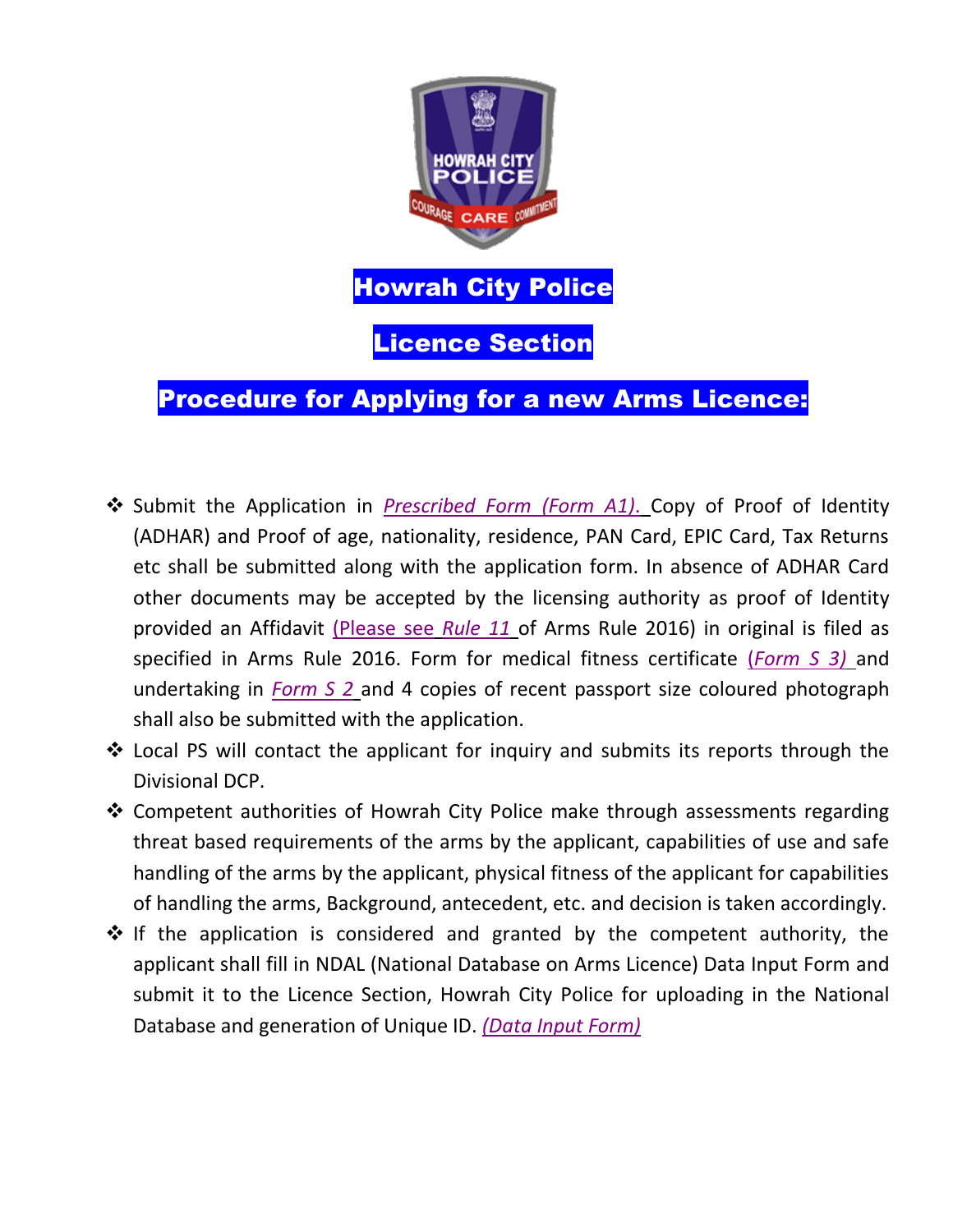# Howrah City Police

## Licence Section

## Procedure for Applying for a new Arms Licence:

- Submit the Application in *Prescribed Form (Form A1).* Copy of Proof of Identity (ADHAR) and Proof of age, nationality, residence, PAN Card, EPIC Card, Tax Returns etc shall be submitted along with the application form. In absence of ADHAR Card other documents may be accepted by the licensing authority as proof of Identity provided an Affidavit (Please see *Rule 11* of Arms Rule 2016) in original is filed as specified in Arms Rule 2016. Form for medical fitness certificate (*Form S 3)* and undertaking in *Form S 2* and 4 copies of recent passport size coloured photograph shall also be submitted with the application.
- Local PS will contact the applicant for inquiry and submits its reports through the Divisional DCP.
- Competent authorities of Howrah City Police make through assessments regarding threat based requirements of the arms by the applicant, capabilities of use and safe handling of the arms by the applicant, physical fitness of the applicant for capabilities of handling the arms, Background, antecedent, etc. and decision is taken accordingly.
- If the application is considered and granted by the competent authority, the applicant shall fill in NDAL (National Database on Arms Licence) Data Input Form and submit it to the Licence Section, Howrah City Police for uploading in the National Database and generation of Unique ID. *(Data Input Form)*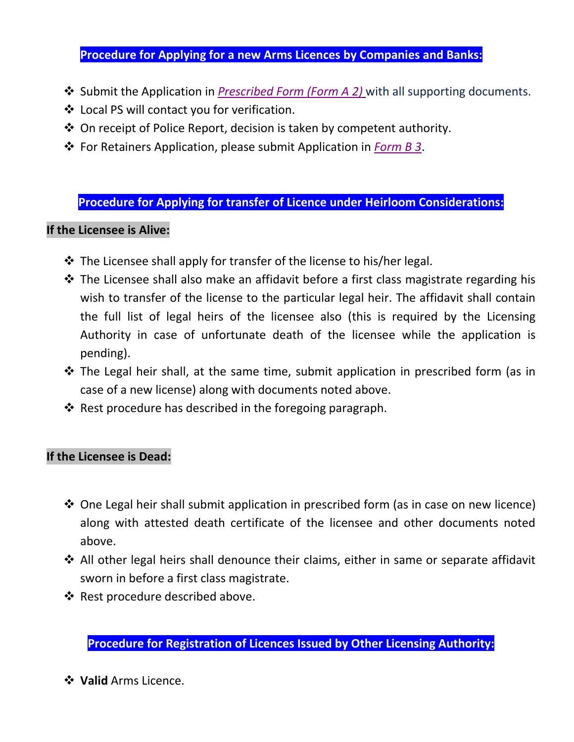## Procedure for Applying for a new Arms Licences by Companies and Banks:

- Submit the Application in *Prescribed Form (Form A 2)* with all supporting documents.
- Local PS will contact you for verification.
- On receipt of Police Report, decision is taken by competent authority.
- For Retainers Application, please submit Application in *Form B 3*.

## Procedure for Applying for transfer of Licence under Heirloom Considerations:

**If the Licensee is Alive:**

- The Licensee shall apply for transfer of the license to his/her legal.
- The Licensee shall also make an affidavit before a first class magistrate regarding his wish to transfer of the license to the particular legal heir. The affidavit shall contain the full list of legal heirs of the licensee also (this is required by the Licensing Authority in case of unfortunate death of the licensee while the application is pending).
- The Legal heir shall, at the same time, submit application in prescribed form (as in case of a new license) along with documents noted above.
- Rest procedure has described in the foregoing paragraph.

**If the Licensee is Dead:**

- One Legal heir shall submit application in prescribed form (as in case on new licence) along with attested death certificate of the licensee and other documents noted above.
- All other legal heirs shall denounce their claims, either in same or separate affidavit sworn in before a first class magistrate.
- Rest procedure described above.

## Procedure for Registration of Licences Issued by Other Licensing Authority:

- **Valid** Arms Licence.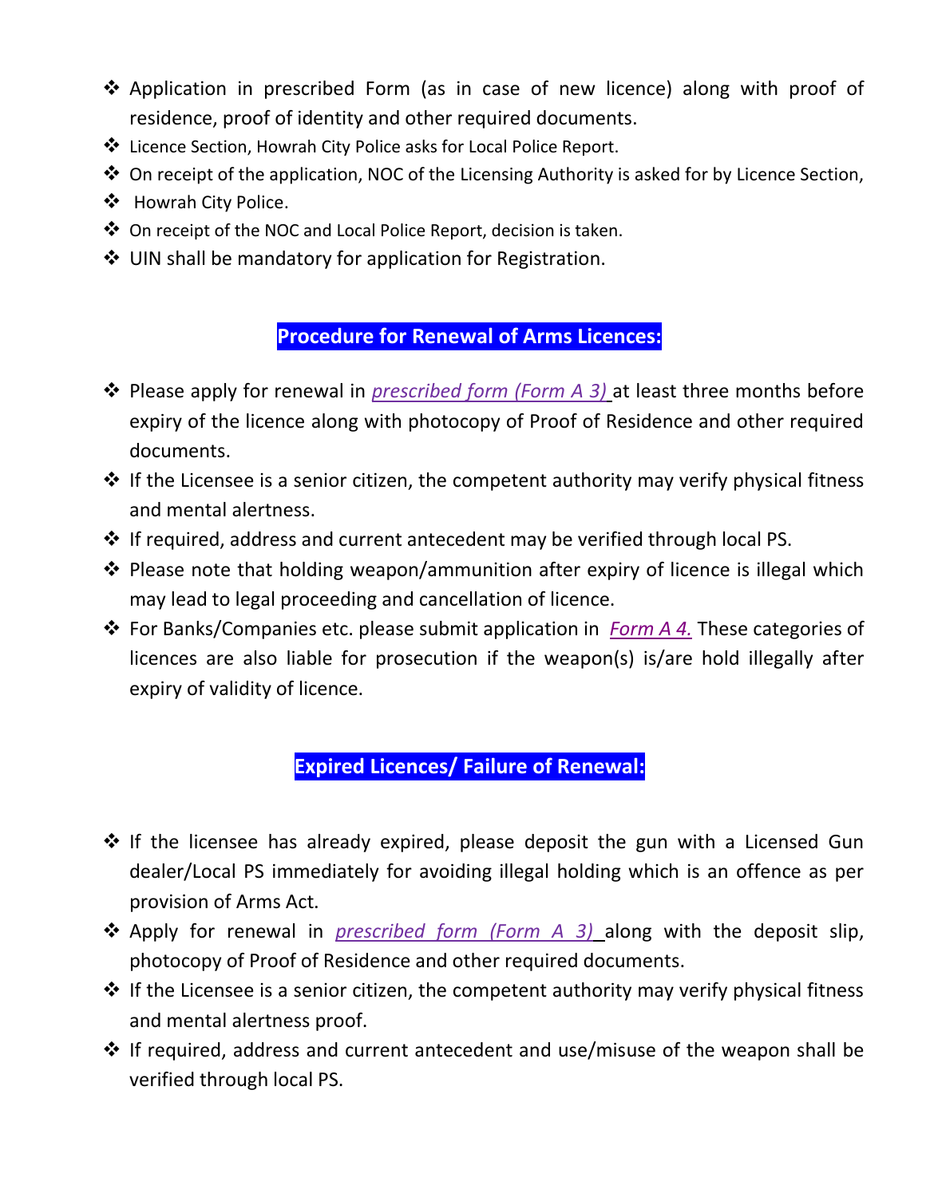- Application in prescribed Form (as in case of new licence) along with proof of residence, proof of identity and other required documents.
- Licence Section, Howrah City Police asks for Local Police Report.
- On receipt of the application, NOC of the Licensing Authority is asked for by Licence Section,
- Howrah City Police.
- On receipt of the NOC and Local Police Report, decision is taken.
- UIN shall be mandatory for application for Registration.

## Procedure for Renewal of Arms Licences:

- Please apply for renewal in *prescribed form (Form A 3)* at least three months before expiry of the licence along with photocopy of Proof of Residence and other required documents.
- If the Licensee is a senior citizen, the competent authority may verify physical fitness and mental alertness.
- If required, address and current antecedent may be verified through local PS.
- Please note that holding weapon/ammunition after expiry of licence is illegal which may lead to legal proceeding and cancellation of licence.
- For Banks/Companies etc. please submit application in *Form A 4.* These categories of licences are also liable for prosecution if the weapon(s) is/are hold illegally after expiry of validity of licence.

## Expired Licences/ Failure of Renewal:

- If the licensee has already expired, please deposit the gun with a Licensed Gun dealer/Local PS immediately for avoiding illegal holding which is an offence as per provision of Arms Act.
- Apply for renewal in *prescribed form (Form A 3)* along with the deposit slip, photocopy of Proof of Residence and other required documents.
- If the Licensee is a senior citizen, the competent authority may verify physical fitness and mental alertness proof.
- If required, address and current antecedent and use/misuse of the weapon shall be verified through local PS.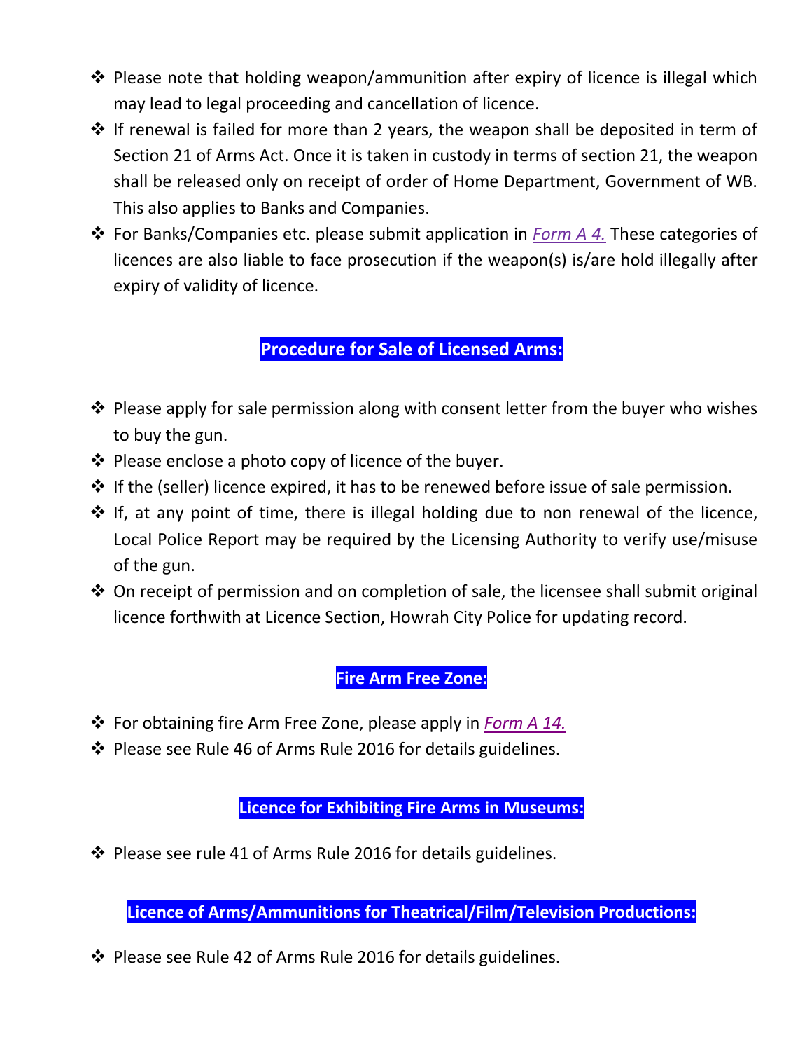- Please note that holding weapon/ammunition after expiry of licence is illegal which may lead to legal proceeding and cancellation of licence.
- If renewal is failed for more than 2 years, the weapon shall be deposited in term of Section 21 of Arms Act. Once it is taken in custody in terms of section 21, the weapon shall be released only on receipt of order of Home Department, Government of WB. This also applies to Banks and Companies.
- For Banks/Companies etc. please submit application in *Form A 4.* These categories of licences are also liable to face prosecution if the weapon(s) is/are hold illegally after expiry of validity of licence.

## Procedure for Sale of Licensed Arms:

- Please apply for sale permission along with consent letter from the buyer who wishes to buy the gun.
- Please enclose a photo copy of licence of the buyer.
- If the (seller) licence expired, it has to be renewed before issue of sale permission.
- If, at any point of time, there is illegal holding due to non renewal of the licence, Local Police Report may be required by the Licensing Authority to verify use/misuse of the gun.
- On receipt of permission and on completion of sale, the licensee shall submit original licence forthwith at Licence Section, Howrah City Police for updating record.

## Fire Arm Free Zone:

- For obtaining fire Arm Free Zone, please apply in *Form A 14.*
- Please see Rule 46 of Arms Rule 2016 for details guidelines.

## Licence for Exhibiting Fire Arms in Museums:

- Please see rule 41 of Arms Rule 2016 for details guidelines.

## Licence of Arms/Ammunitions for Theatrical/Film/Television Productions:

- Please see Rule 42 of Arms Rule 2016 for details guidelines.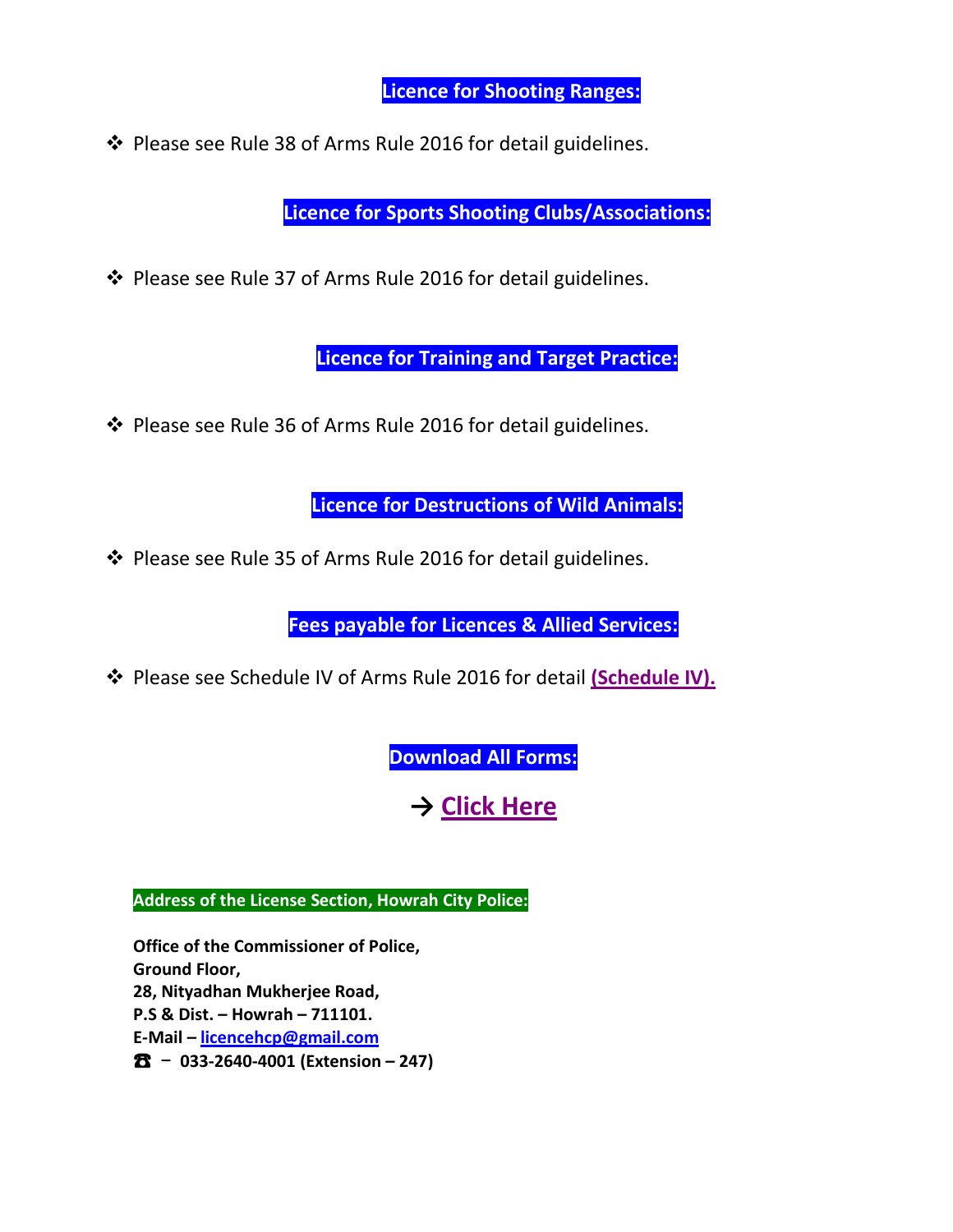## Licence for Shooting Ranges:

- Please see Rule 38 of Arms Rule 2016 for detail guidelines.

## Licence for Sports Shooting Clubs/Associations:

- Please see Rule 37 of Arms Rule 2016 for detail guidelines.

## Licence for Training and Target Practice:

- Please see Rule 36 of Arms Rule 2016 for detail guidelines.

## Licence for Destructions of Wild Animals:

- Please see Rule 35 of Arms Rule 2016 for detail guidelines.

## Fees payable for Licences & Allied Services:

- Please see Schedule IV of Arms Rule 2016 for detail **(Schedule IV).**

## Download All Forms:

→ **Click Here**

### Address of the License Section, Howrah City Police:

**Office of the Commissioner of Police,**
**Ground Floor,**
**28, Nityadhan Mukherjee Road,**
**P.S & Dist. – Howrah – 711101.**
**E-Mail – licencehcp@gmail.com**
**☎ – 033-2640-4001 (Extension – 247)**